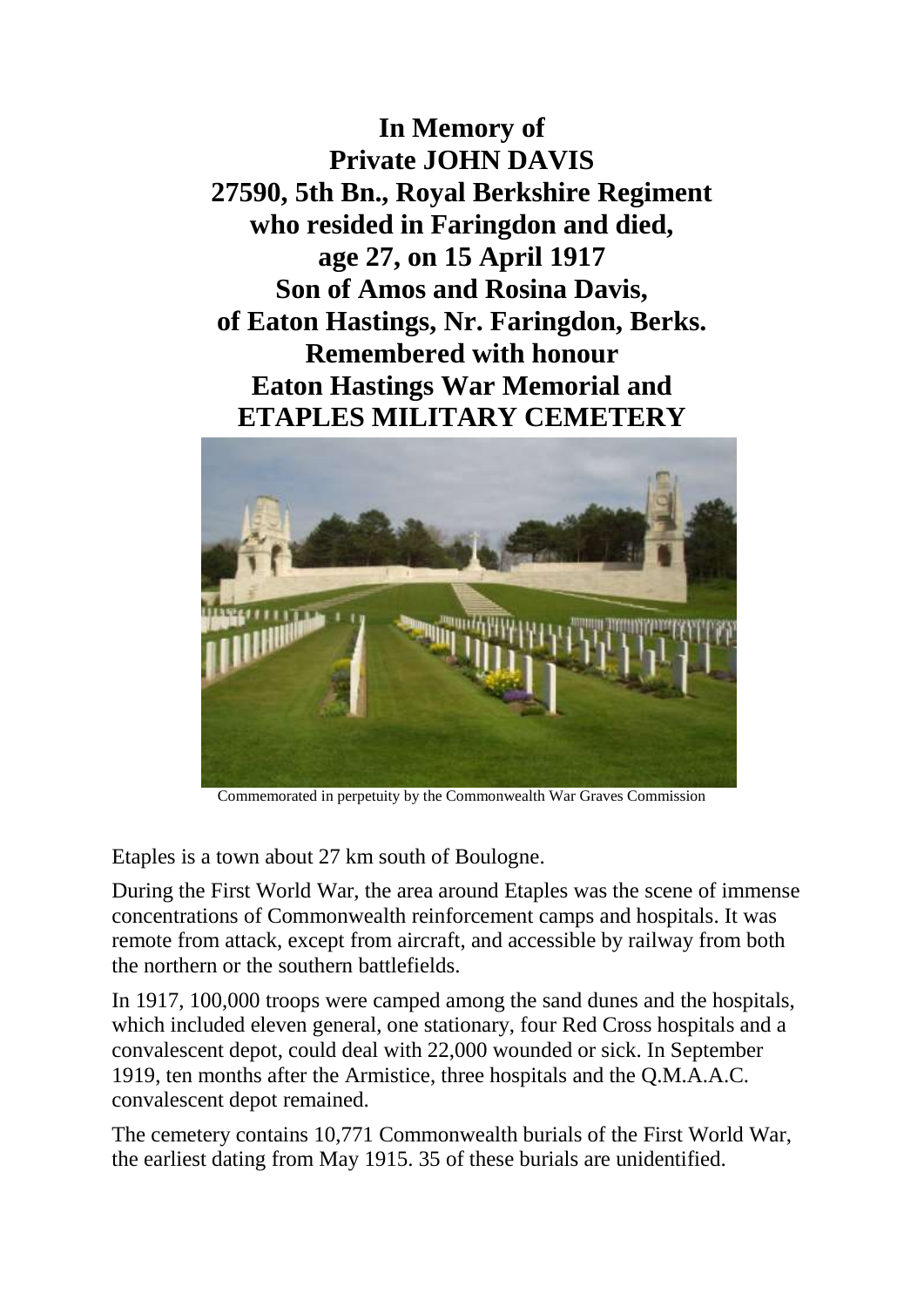**In Memory of**
**Private JOHN DAVIS**
**27590, 5th Bn., Royal Berkshire Regiment**
**who resided in Faringdon and died,**
**age 27, on 15 April 1917**
**Son of Amos and Rosina Davis,**
**of Eaton Hastings, Nr. Faringdon, Berks.**
**Remembered with honour**
**Eaton Hastings War Memorial and**
**ETAPLES MILITARY CEMETERY**

Commemorated in perpetuity by the Commonwealth War Graves Commission

Etaples is a town about 27 km south of Boulogne.

During the First World War, the area around Etaples was the scene of immense concentrations of Commonwealth reinforcement camps and hospitals. It was remote from attack, except from aircraft, and accessible by railway from both the northern or the southern battlefields.

In 1917, 100,000 troops were camped among the sand dunes and the hospitals, which included eleven general, one stationary, four Red Cross hospitals and a convalescent depot, could deal with 22,000 wounded or sick. In September 1919, ten months after the Armistice, three hospitals and the Q.M.A.A.C. convalescent depot remained.

The cemetery contains 10,771 Commonwealth burials of the First World War, the earliest dating from May 1915. 35 of these burials are unidentified.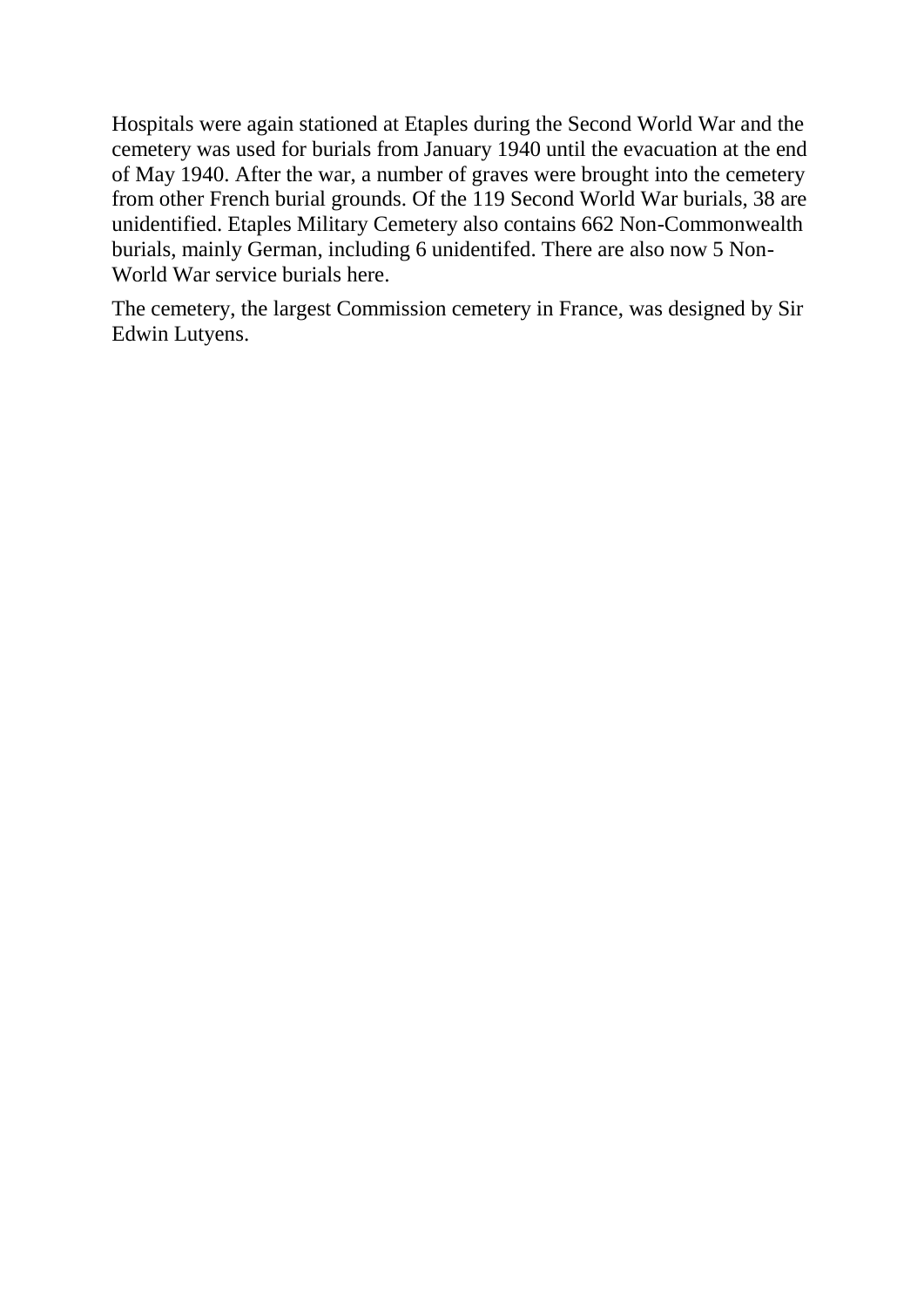Hospitals were again stationed at Etaples during the Second World War and the cemetery was used for burials from January 1940 until the evacuation at the end of May 1940. After the war, a number of graves were brought into the cemetery from other French burial grounds. Of the 119 Second World War burials, 38 are unidentified. Etaples Military Cemetery also contains 662 Non-Commonwealth burials, mainly German, including 6 unidentifed. There are also now 5 Non-World War service burials here.

The cemetery, the largest Commission cemetery in France, was designed by Sir Edwin Lutyens.